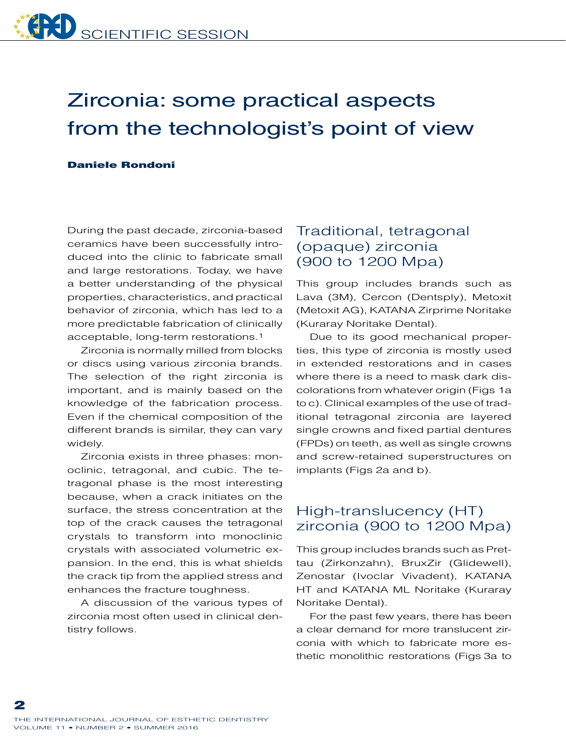# Zirconia: some practical aspects from the technologist's point of view

**Daniele Rondoni**

During the past decade, zirconia-based ceramics have been successfully introduced into the clinic to fabricate small and large restorations. Today, we have a better understanding of the physical properties, characteristics, and practical behavior of zirconia, which has led to a more predictable fabrication of clinically acceptable, long-term restorations.[1]

Zirconia is normally milled from blocks or discs using various zirconia brands. The selection of the right zirconia is important, and is mainly based on the knowledge of the fabrication process. Even if the chemical composition of the different brands is similar, they can vary widely.

Zirconia exists in three phases: monoclinic, tetragonal, and cubic. The tetragonal phase is the most interesting because, when a crack initiates on the surface, the stress concentration at the top of the crack causes the tetragonal crystals to transform into monoclinic crystals with associated volumetric expansion. In the end, this is what shields the crack tip from the applied stress and enhances the fracture toughness.

A discussion of the various types of zirconia most often used in clinical dentistry follows.

## Traditional, tetragonal (opaque) zirconia (900 to 1200 Mpa)

This group includes brands such as Lava (3M), Cercon (Dentsply), Metoxit (Metoxit AG), KATANA Zirprime Noritake (Kuraray Noritake Dental).

Due to its good mechanical properties, this type of zirconia is mostly used in extended restorations and in cases where there is a need to mask dark discolorations from whatever origin (Figs 1a to c). Clinical examples of the use of traditional tetragonal zirconia are layered single crowns and fixed partial dentures (FPDs) on teeth, as well as single crowns and screw-retained superstructures on implants (Figs 2a and b).

## High-translucency (HT) zirconia (900 to 1200 Mpa)

This group includes brands such as Prettau (Zirkonzahn), BruxZir (Glidewell), Zenostar (Ivoclar Vivadent), KATANA HT and KATANA ML Noritake (Kuraray Noritake Dental).

For the past few years, there has been a clear demand for more translucent zirconia with which to fabricate more esthetic monolithic restorations (Figs 3a to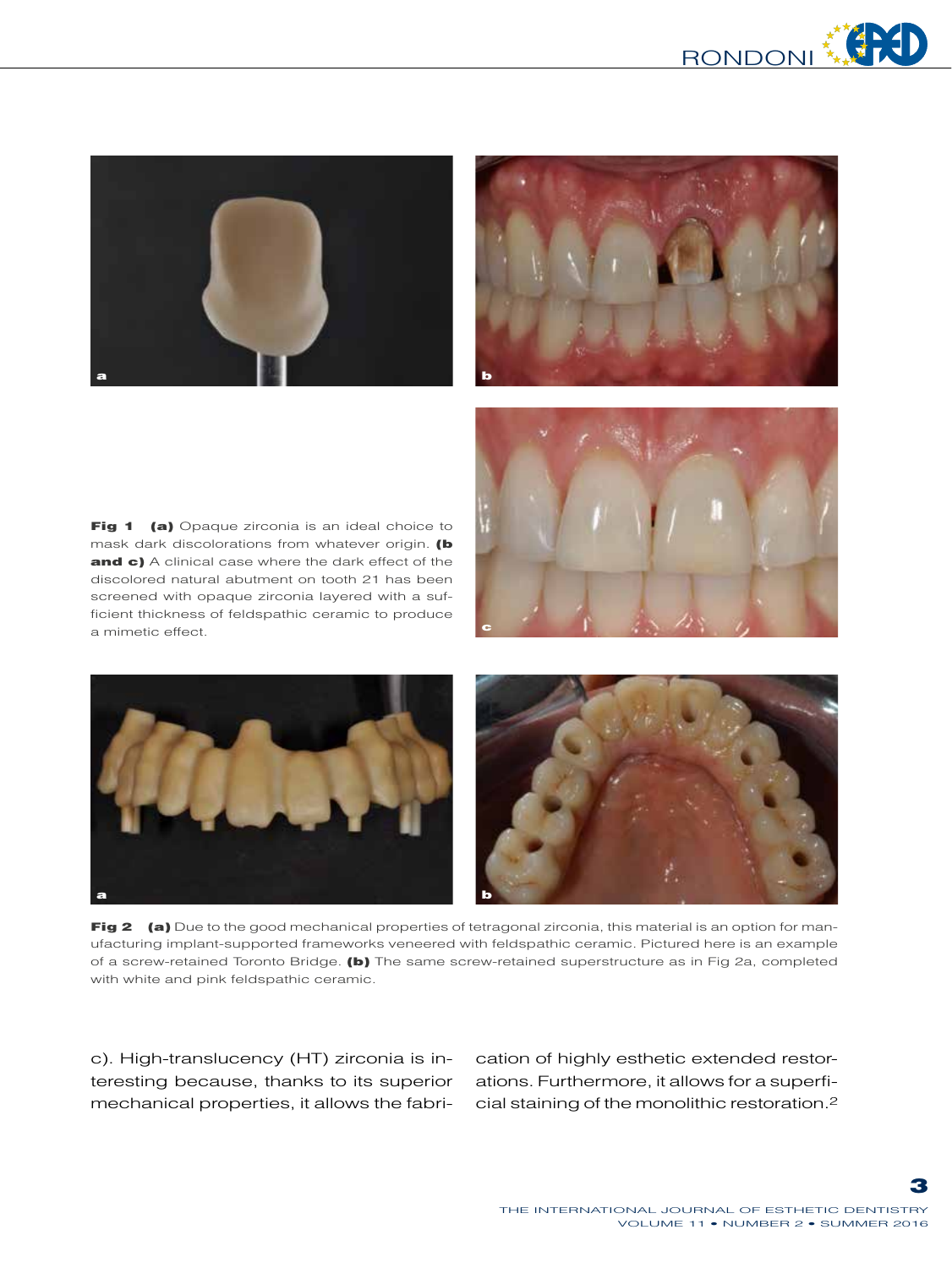**Fig 1** **(a)** Opaque zirconia is an ideal choice to mask dark discolorations from whatever origin. **(b and c)** A clinical case where the dark effect of the discolored natural abutment on tooth 21 has been screened with opaque zirconia layered with a sufficient thickness of feldspathic ceramic to produce a mimetic effect.

**Fig 2** **(a)** Due to the good mechanical properties of tetragonal zirconia, this material is an option for manufacturing implant-supported frameworks veneered with feldspathic ceramic. Pictured here is an example of a screw-retained Toronto Bridge. **(b)** The same screw-retained superstructure as in Fig 2a, completed with white and pink feldspathic ceramic.

c). High-translucency (HT) zirconia is interesting because, thanks to its superior mechanical properties, it allows the fabrication of highly esthetic extended restorations. Furthermore, it allows for a superficial staining of the monolithic restoration.[2]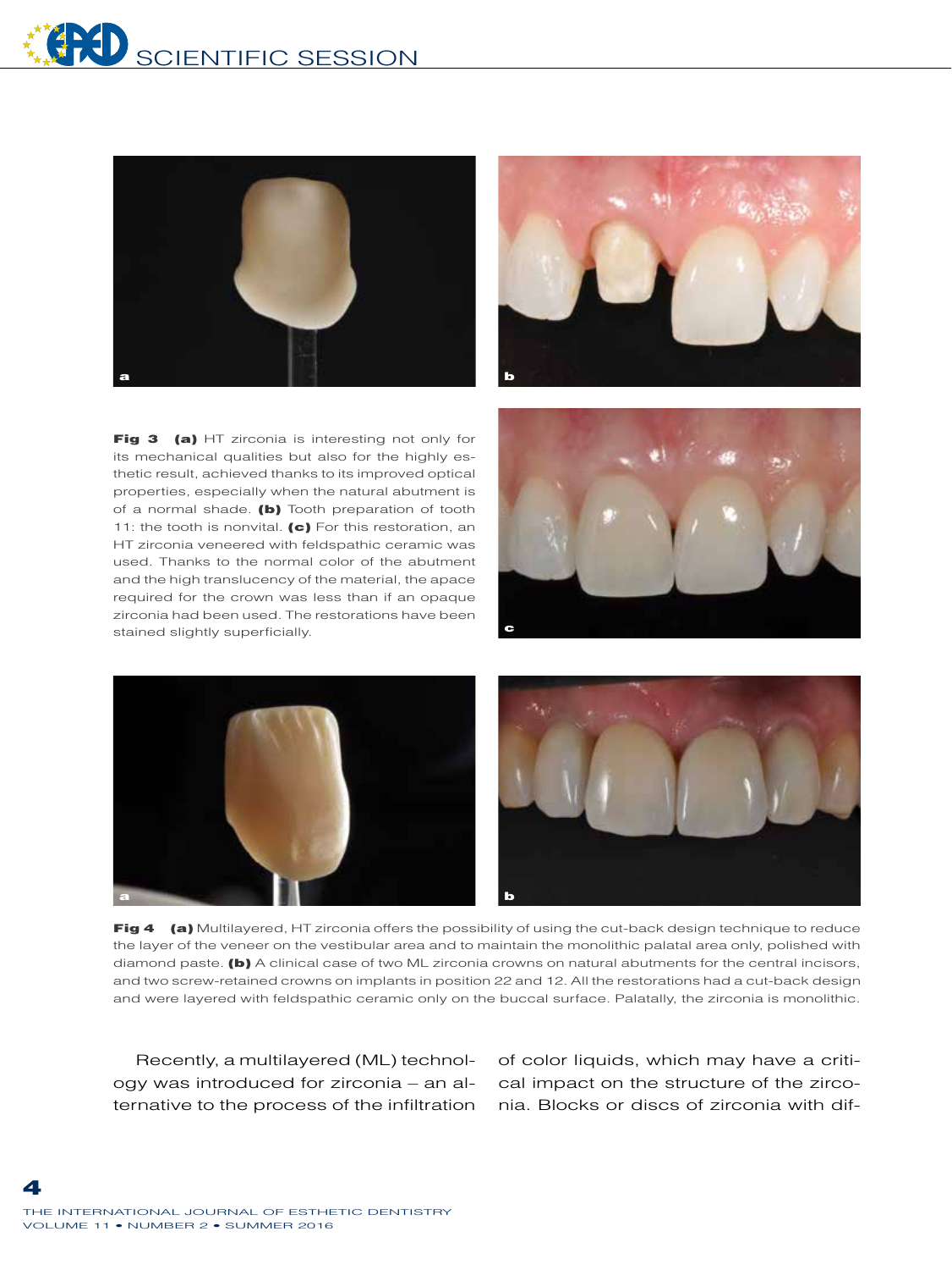**Fig 3** **(a)** HT zirconia is interesting not only for its mechanical qualities but also for the highly esthetic result, achieved thanks to its improved optical properties, especially when the natural abutment is of a normal shade. **(b)** Tooth preparation of tooth 11: the tooth is nonvital. **(c)** For this restoration, an HT zirconia veneered with feldspathic ceramic was used. Thanks to the normal color of the abutment and the high translucency of the material, the apace required for the crown was less than if an opaque zirconia had been used. The restorations have been stained slightly superficially.

**Fig 4** **(a)** Multilayered, HT zirconia offers the possibility of using the cut-back design technique to reduce the layer of the veneer on the vestibular area and to maintain the monolithic palatal area only, polished with diamond paste. **(b)** A clinical case of two ML zirconia crowns on natural abutments for the central incisors, and two screw-retained crowns on implants in position 22 and 12. All the restorations had a cut-back design and were layered with feldspathic ceramic only on the buccal surface. Palatally, the zirconia is monolithic.

Recently, a multilayered (ML) technology was introduced for zirconia – an alternative to the process of the infiltration of color liquids, which may have a critical impact on the structure of the zirconia. Blocks or discs of zirconia with dif-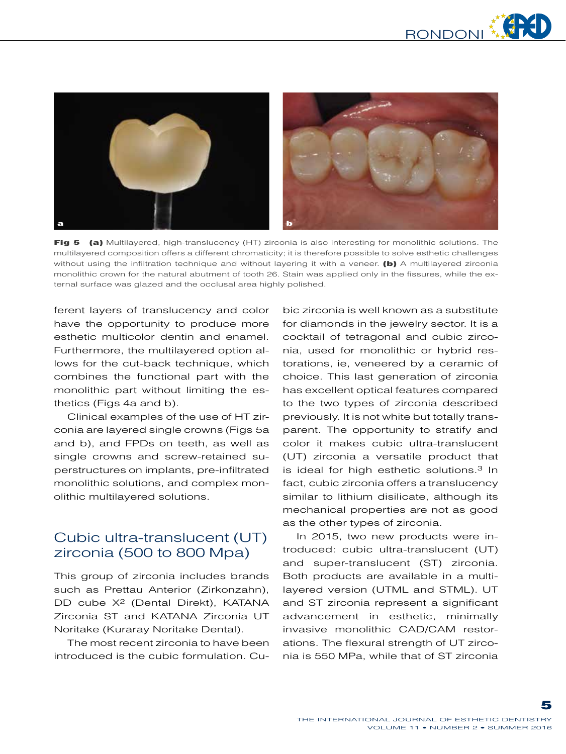**Fig 5** **(a)** Multilayered, high-translucency (HT) zirconia is also interesting for monolithic solutions. The multilayered composition offers a different chromaticity; it is therefore possible to solve esthetic challenges without using the infiltration technique and without layering it with a veneer. **(b)** A multilayered zirconia monolithic crown for the natural abutment of tooth 26. Stain was applied only in the fissures, while the external surface was glazed and the occlusal area highly polished.

ferent layers of translucency and color have the opportunity to produce more esthetic multicolor dentin and enamel. Furthermore, the multilayered option allows for the cut-back technique, which combines the functional part with the monolithic part without limiting the esthetics (Figs 4a and b).

Clinical examples of the use of HT zirconia are layered single crowns (Figs 5a and b), and FPDs on teeth, as well as single crowns and screw-retained superstructures on implants, pre-infiltrated monolithic solutions, and complex monolithic multilayered solutions.

## Cubic ultra-translucent (UT) zirconia (500 to 800 Mpa)

This group of zirconia includes brands such as Prettau Anterior (Zirkonzahn), DD cube X² (Dental Direkt), KATANA Zirconia ST and KATANA Zirconia UT Noritake (Kuraray Noritake Dental).

The most recent zirconia to have been introduced is the cubic formulation. Cubic zirconia is well known as a substitute for diamonds in the jewelry sector. It is a cocktail of tetragonal and cubic zirconia, used for monolithic or hybrid restorations, ie, veneered by a ceramic of choice. This last generation of zirconia has excellent optical features compared to the two types of zirconia described previously. It is not white but totally transparent. The opportunity to stratify and color it makes cubic ultra-translucent (UT) zirconia a versatile product that is ideal for high esthetic solutions.[3] In fact, cubic zirconia offers a translucency similar to lithium disilicate, although its mechanical properties are not as good as the other types of zirconia.

In 2015, two new products were introduced: cubic ultra-translucent (UT) and super-translucent (ST) zirconia. Both products are available in a multilayered version (UTML and STML). UT and ST zirconia represent a significant advancement in esthetic, minimally invasive monolithic CAD/CAM restorations. The flexural strength of UT zirconia is 550 MPa, while that of ST zirconia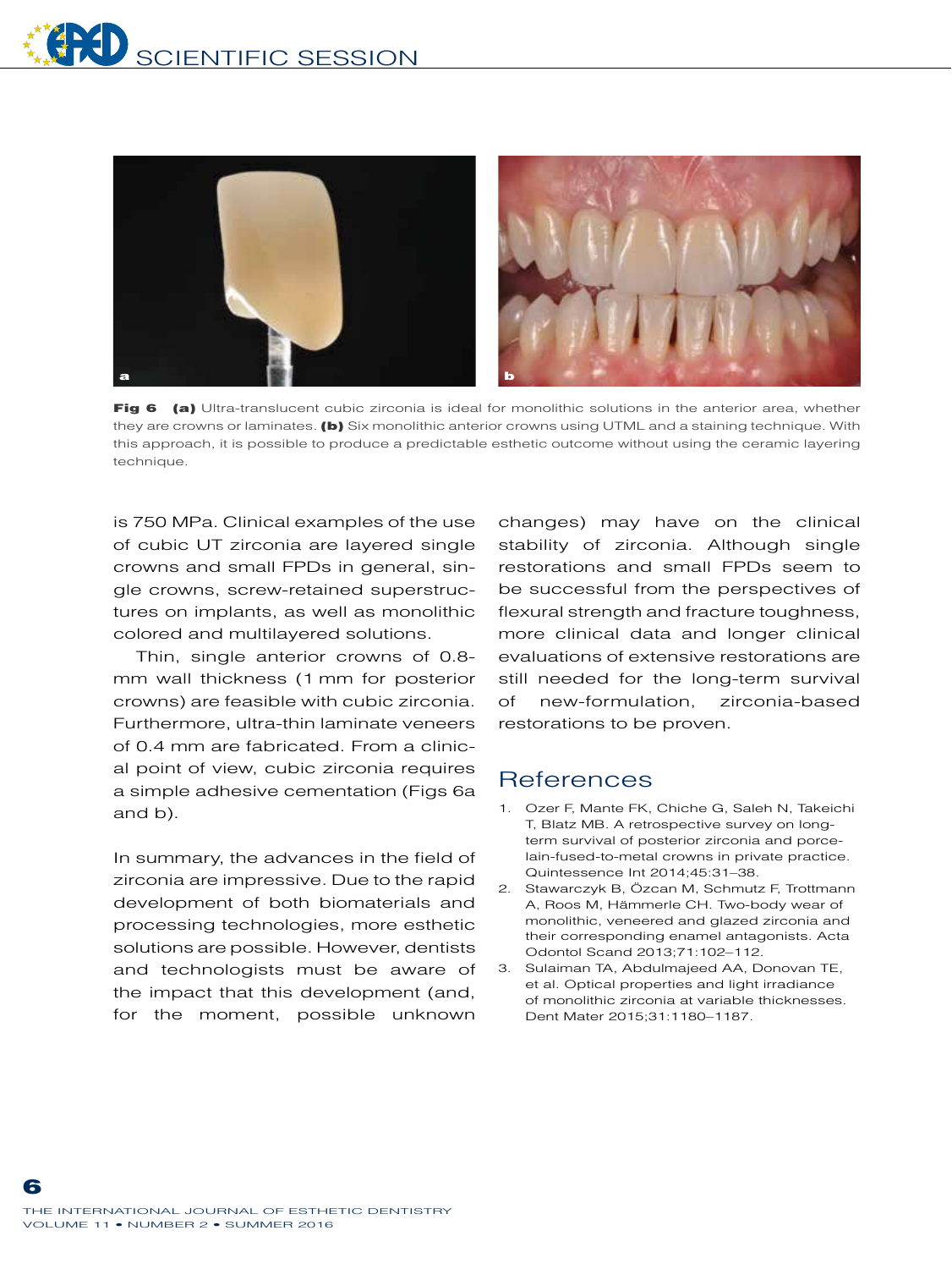**Fig 6** **(a)** Ultra-translucent cubic zirconia is ideal for monolithic solutions in the anterior area, whether they are crowns or laminates. **(b)** Six monolithic anterior crowns using UTML and a staining technique. With this approach, it is possible to produce a predictable esthetic outcome without using the ceramic layering technique.

is 750 MPa. Clinical examples of the use of cubic UT zirconia are layered single crowns and small FPDs in general, single crowns, screw-retained superstructures on implants, as well as monolithic colored and multilayered solutions.

Thin, single anterior crowns of 0.8-mm wall thickness (1 mm for posterior crowns) are feasible with cubic zirconia. Furthermore, ultra-thin laminate veneers of 0.4 mm are fabricated. From a clinical point of view, cubic zirconia requires a simple adhesive cementation (Figs 6a and b).

In summary, the advances in the field of zirconia are impressive. Due to the rapid development of both biomaterials and processing technologies, more esthetic solutions are possible. However, dentists and technologists must be aware of the impact that this development (and, for the moment, possible unknown changes) may have on the clinical stability of zirconia. Although single restorations and small FPDs seem to be successful from the perspectives of flexural strength and fracture toughness, more clinical data and longer clinical evaluations of extensive restorations are still needed for the long-term survival of new-formulation, zirconia-based restorations to be proven.

## References

1. Ozer F, Mante FK, Chiche G, Saleh N, Takeichi T, Blatz MB. A retrospective survey on long-term survival of posterior zirconia and porcelain-fused-to-metal crowns in private practice. Quintessence Int 2014;45:31–38.
2. Stawarczyk B, Özcan M, Schmutz F, Trottmann A, Roos M, Hämmerle CH. Two-body wear of monolithic, veneered and glazed zirconia and their corresponding enamel antagonists. Acta Odontol Scand 2013;71:102–112.
3. Sulaiman TA, Abdulmajeed AA, Donovan TE, et al. Optical properties and light irradiance of monolithic zirconia at variable thicknesses. Dent Mater 2015;31:1180–1187.